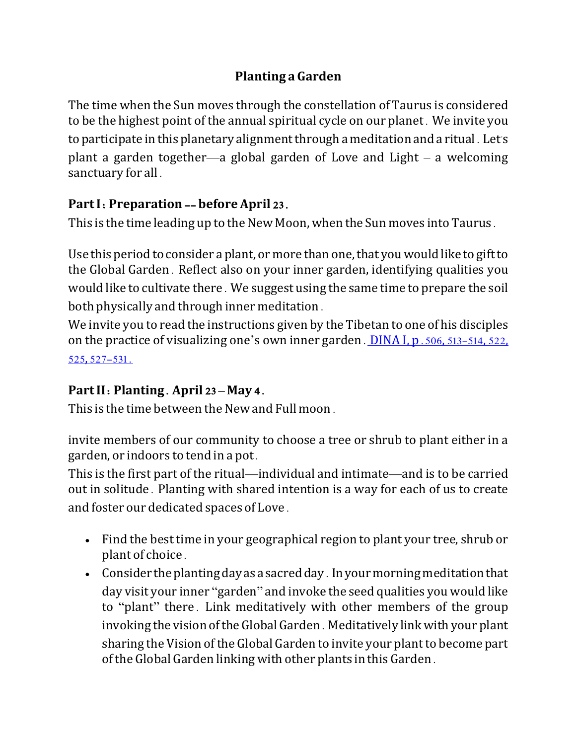# Planting a Garden

The time when the Sun moves through the constellation of Taurus is considered to be the highest point of the annual spiritual cycle on our planet. We invite you to participate in this planetary alignment through a meditation and a ritual. Let's plant a garden together—a global garden of Love and Light – a welcoming sanctuary for all.

## Part I: Preparation -- before April 23.

This is the time leading up to the New Moon, when the Sun moves into Taurus.

Use this period to consider a plant, or more than one, that you would like to gift to the Global Garden. Reflect also on your inner garden, identifying qualities you would like to cultivate there. We suggest using the same time to prepare the soil both physically and through inner meditation.

We invite you to read the instructions given by the Tibetan to one of his disciples on the practice of visualizing one's own inner garden. DINA I, p. 506, 513–514, 522, 525, 527–531.

## Part II: Planting. April 23 – May 4.

This is the time between the New and Full moon.

invite members of our community to choose a tree or shrub to plant either in a garden, or indoors to tend in a pot.

This is the first part of the ritual—individual and intimate—and is to be carried out in solitude. Planting with shared intention is a way for each of us to create and foster our dedicated spaces of Love.

- Find the best time in your geographical region to plant your tree, shrub or plant of choice.
- Consider the planting day as a sacred day. In your morning meditation that day visit your inner "garden" and invoke the seed qualities you would like to "plant" there. Link meditatively with other members of the group invoking the vision of the Global Garden. Meditatively link with your plant sharing the Vision of the Global Garden to invite your plant to become part of the Global Garden linking with other plants in this Garden.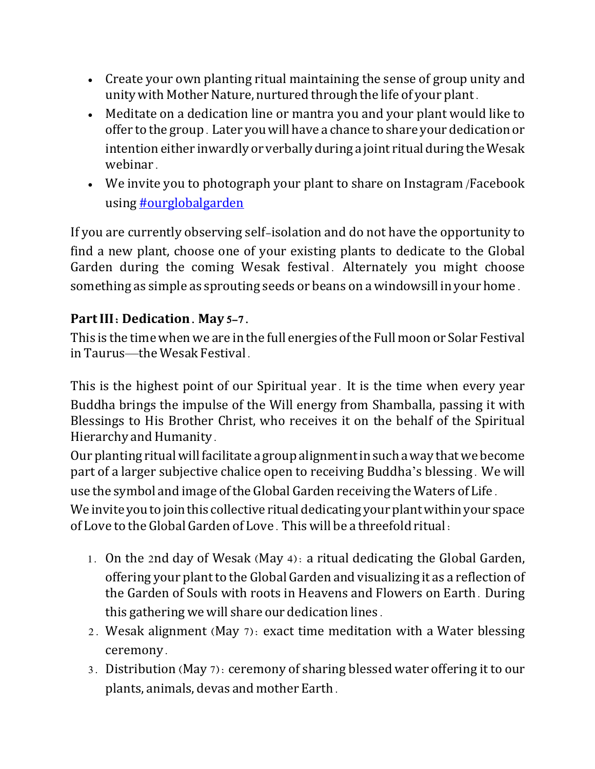- Create your own planting ritual maintaining the sense of group unity and unity with Mother Nature, nurtured through the life of your plant.
- Meditate on a dedication line or mantra you and your plant would like to offer to the group. Later you will have a chance to share your dedication or intention either inwardly or verbally during a joint ritual during the Wesak webinar.
- We invite you to photograph your plant to share on Instagram /Facebook using #ourglobalgarden

If you are currently observing self-isolation and do not have the opportunity to find a new plant, choose one of your existing plants to dedicate to the Global Garden during the coming Wesak festival. Alternately you might choose something as simple as sprouting seeds or beans on a windowsill in your home.

**Part III: Dedication. May 5–7.**

This is the time when we are in the full energies of the Full moon or Solar Festival in Taurus—the Wesak Festival.

This is the highest point of our Spiritual year. It is the time when every year Buddha brings the impulse of the Will energy from Shamballa, passing it with Blessings to His Brother Christ, who receives it on the behalf of the Spiritual Hierarchy and Humanity.

Our planting ritual will facilitate a group alignment in such a way that we become part of a larger subjective chalice open to receiving Buddha's blessing. We will use the symbol and image of the Global Garden receiving the Waters of Life.

We invite you to join this collective ritual dedicating your plant within your space of Love to the Global Garden of Love. This will be a threefold ritual:

1. On the 2nd day of Wesak (May 4): a ritual dedicating the Global Garden, offering your plant to the Global Garden and visualizing it as a reflection of the Garden of Souls with roots in Heavens and Flowers on Earth. During this gathering we will share our dedication lines.
2. Wesak alignment (May 7): exact time meditation with a Water blessing ceremony.
3. Distribution (May 7): ceremony of sharing blessed water offering it to our plants, animals, devas and mother Earth.